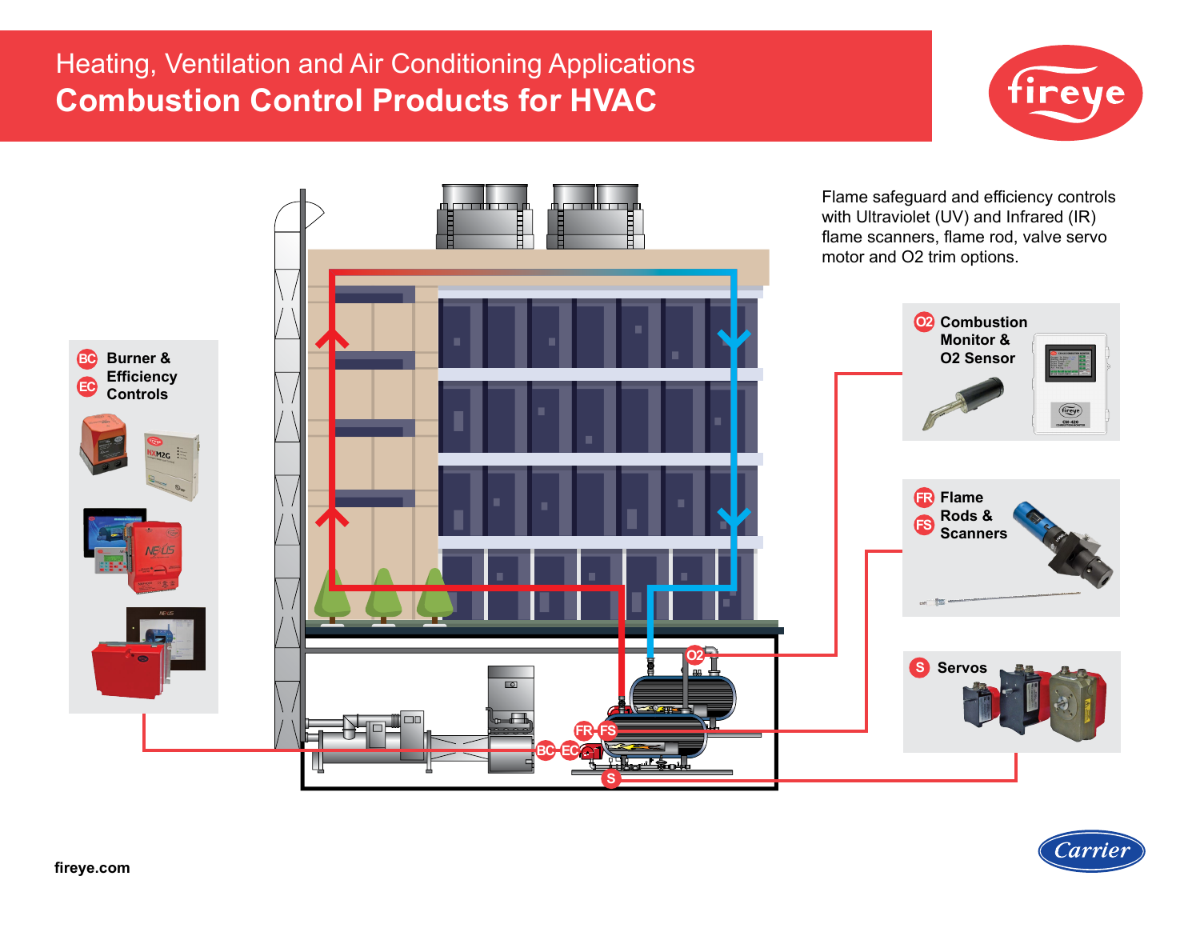# Heating, Ventilation and Air Conditioning Applications

## Combustion Control Products for HVAC

fireye

Flame safeguard and efficiency controls with Ultraviolet (UV) and Infrared (IR) flame scanners, flame rod, valve servo motor and O2 trim options.

**BC EC Burner & Efficiency Controls**

**O2 Combustion Monitor & O2 Sensor**

**FR FS Flame Rods & Scanners**

**S Servos**

fireye.com

Carrier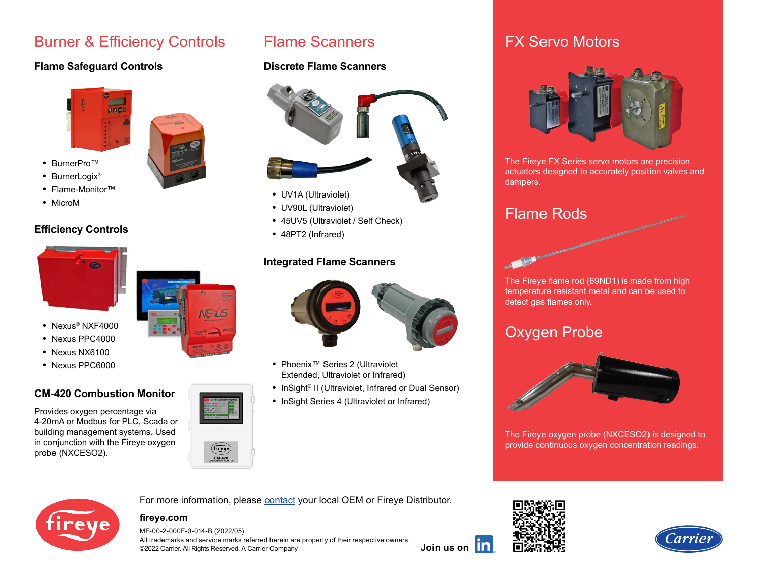# Burner & Efficiency Controls

### Flame Safeguard Controls

- BurnerPro™
- BurnerLogix®
- Flame-Monitor™
- MicroM

### Efficiency Controls

- Nexus® NXF4000
- Nexus PPC4000
- Nexus NX6100
- Nexus PPC6000

### CM-420 Combustion Monitor

Provides oxygen percentage via 4-20mA or Modbus for PLC, Scada or building management systems. Used in conjunction with the Fireye oxygen probe (NXCESO2).

# Flame Scanners

### Discrete Flame Scanners

- UV1A (Ultraviolet)
- UV90L (Ultraviolet)
- 45UV5 (Ultraviolet / Self Check)
- 48PT2 (Infrared)

### Integrated Flame Scanners

- Phoenix™ Series 2 (Ultraviolet Extended, Ultraviolet or Infrared)
- InSight® II (Ultraviolet, Infrared or Dual Sensor)
- InSight Series 4 (Ultraviolet or Infrared)

# FX Servo Motors

The Fireye FX Series servo motors are precision actuators designed to accurately position valves and dampers.

# Flame Rods

The Fireye flame rod (69ND1) is made from high temperature resistant metal and can be used to detect gas flames only.

# Oxygen Probe

The Fireye oxygen probe (NXCESO2) is designed to provide continuous oxygen concentration readings.

For more information, please contact your local OEM or Fireye Distributor.

**fireye.com**

MF-00-2-000F-0-014-B (2022/05)
All trademarks and service marks referred herein are property of their respective owners.
©2022 Carrier. All Rights Reserved. A Carrier Company

**Join us on**